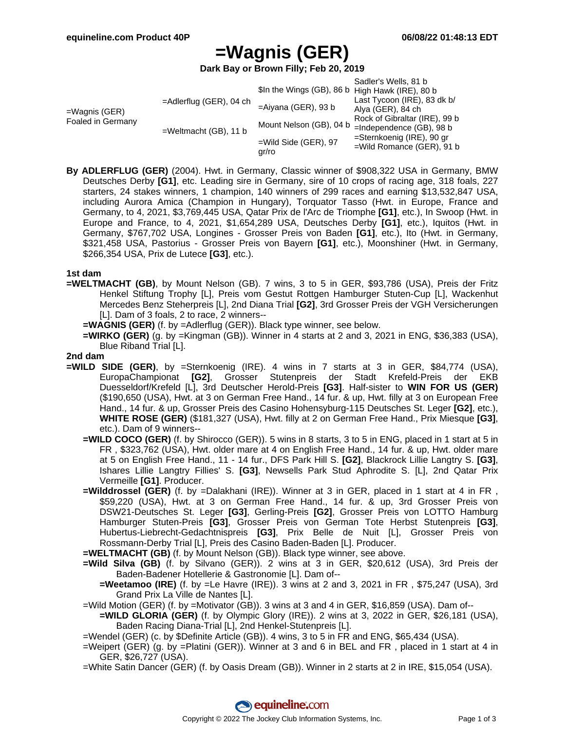# =Wagnis (GER)

**Dark Bay or Brown Filly; Feb 20, 2019**

| | | | |
|---|---|---|---|
| =Wagnis (GER) Foaled in Germany | =Adlerflug (GER), 04 ch | $In the Wings (GB), 86 b | Sadler's Wells, 81 b |
| | | | High Hawk (IRE), 80 b |
| | | =Aiyana (GER), 93 b | Last Tycoon (IRE), 83 dk b/ |
| | | | Alya (GER), 84 ch |
| | =Weltmacht (GB), 11 b | Mount Nelson (GB), 04 b | Rock of Gibraltar (IRE), 99 b |
| | | | =Independence (GB), 98 b |
| | | =Wild Side (GER), 97 gr/ro | =Sternkoenig (IRE), 90 gr |
| | | | =Wild Romance (GER), 91 b |

**By ADLERFLUG (GER)** (2004). Hwt. in Germany, Classic winner of $908,322 USA in Germany, BMW Deutsches Derby **[G1]**, etc. Leading sire in Germany, sire of 10 crops of racing age, 318 foals, 227 starters, 24 stakes winners, 1 champion, 140 winners of 299 races and earning $13,532,847 USA, including Aurora Amica (Champion in Hungary), Torquator Tasso (Hwt. in Europe, France and Germany, to 4, 2021, $3,769,445 USA, Qatar Prix de l'Arc de Triomphe **[G1]**, etc.), In Swoop (Hwt. in Europe and France, to 4, 2021, $1,654,289 USA, Deutsches Derby **[G1]**, etc.), Iquitos (Hwt. in Germany, $767,702 USA, Longines - Grosser Preis von Baden **[G1]**, etc.), Ito (Hwt. in Germany, $321,458 USA, Pastorius - Grosser Preis von Bayern **[G1]**, etc.), Moonshiner (Hwt. in Germany, $266,354 USA, Prix de Lutece **[G3]**, etc.).

**1st dam**

**=WELTMACHT (GB)**, by Mount Nelson (GB). 7 wins, 3 to 5 in GER, $93,786 (USA), Preis der Fritz Henkel Stiftung Trophy [L], Preis vom Gestut Rottgen Hamburger Stuten-Cup [L], Wackenhut Mercedes Benz Steherpreis [L], 2nd Diana Trial **[G2]**, 3rd Grosser Preis der VGH Versicherungen [L]. Dam of 3 foals, 2 to race, 2 winners--

- **=WAGNIS (GER)** (f. by =Adlerflug (GER)). Black type winner, see below.
- **=WIRKO (GER)** (g. by =Kingman (GB)). Winner in 4 starts at 2 and 3, 2021 in ENG, $36,383 (USA), Blue Riband Trial [L].

**2nd dam**

**=WILD SIDE (GER)**, by =Sternkoenig (IRE). 4 wins in 7 starts at 3 in GER, $84,774 (USA), EuropaChampionat **[G2]**, Grosser Stutenpreis der Stadt Krefeld-Preis der EKB Duesseldorf/Krefeld [L], 3rd Deutscher Herold-Preis **[G3]**. Half-sister to **WIN FOR US (GER)** ($190,650 (USA), Hwt. at 3 on German Free Hand., 14 fur. & up, Hwt. filly at 3 on European Free Hand., 14 fur. & up, Grosser Preis des Casino Hohensyburg-115 Deutsches St. Leger **[G2]**, etc.), **WHITE ROSE (GER)** ($181,327 (USA), Hwt. filly at 2 on German Free Hand., Prix Miesque **[G3]**, etc.). Dam of 9 winners--

- **=WILD COCO (GER)** (f. by Shirocco (GER)). 5 wins in 8 starts, 3 to 5 in ENG, placed in 1 start at 5 in FR , $323,762 (USA), Hwt. older mare at 4 on English Free Hand., 14 fur. & up, Hwt. older mare at 5 on English Free Hand., 11 - 14 fur., DFS Park Hill S. **[G2]**, Blackrock Lillie Langtry S. **[G3]**, Ishares Lillie Langtry Fillies' S. **[G3]**, Newsells Park Stud Aphrodite S. [L], 2nd Qatar Prix Vermeille **[G1]**. Producer.
- **=Wilddrossel (GER)** (f. by =Dalakhani (IRE)). Winner at 3 in GER, placed in 1 start at 4 in FR , $59,220 (USA), Hwt. at 3 on German Free Hand., 14 fur. & up, 3rd Grosser Preis von DSW21-Deutsches St. Leger **[G3]**, Gerling-Preis **[G2]**, Grosser Preis von LOTTO Hamburg Hamburger Stuten-Preis **[G3]**, Grosser Preis von German Tote Herbst Stutenpreis **[G3]**, Hubertus-Liebrecht-Gedachtnispreis **[G3]**, Prix Belle de Nuit [L], Grosser Preis von Rossmann-Derby Trial [L], Preis des Casino Baden-Baden [L]. Producer.
- **=WELTMACHT (GB)** (f. by Mount Nelson (GB)). Black type winner, see above.
- **=Wild Silva (GB)** (f. by Silvano (GER)). 2 wins at 3 in GER, $20,612 (USA), 3rd Preis der Baden-Badener Hotellerie & Gastronomie [L]. Dam of--
  - **=Weetamoo (IRE)** (f. by =Le Havre (IRE)). 3 wins at 2 and 3, 2021 in FR , $75,247 (USA), 3rd Grand Prix La Ville de Nantes [L].
- =Wild Motion (GER) (f. by =Motivator (GB)). 3 wins at 3 and 4 in GER, $16,859 (USA). Dam of--
  - **=WILD GLORIA (GER)** (f. by Olympic Glory (IRE)). 2 wins at 3, 2022 in GER, $26,181 (USA), Baden Racing Diana-Trial [L], 2nd Henkel-Stutenpreis [L].
- =Wendel (GER) (c. by $Definite Article (GB)). 4 wins, 3 to 5 in FR and ENG, $65,434 (USA).
- =Weipert (GER) (g. by =Platini (GER)). Winner at 3 and 6 in BEL and FR , placed in 1 start at 4 in GER, $26,727 (USA).
- =White Satin Dancer (GER) (f. by Oasis Dream (GB)). Winner in 2 starts at 2 in IRE, $15,054 (USA).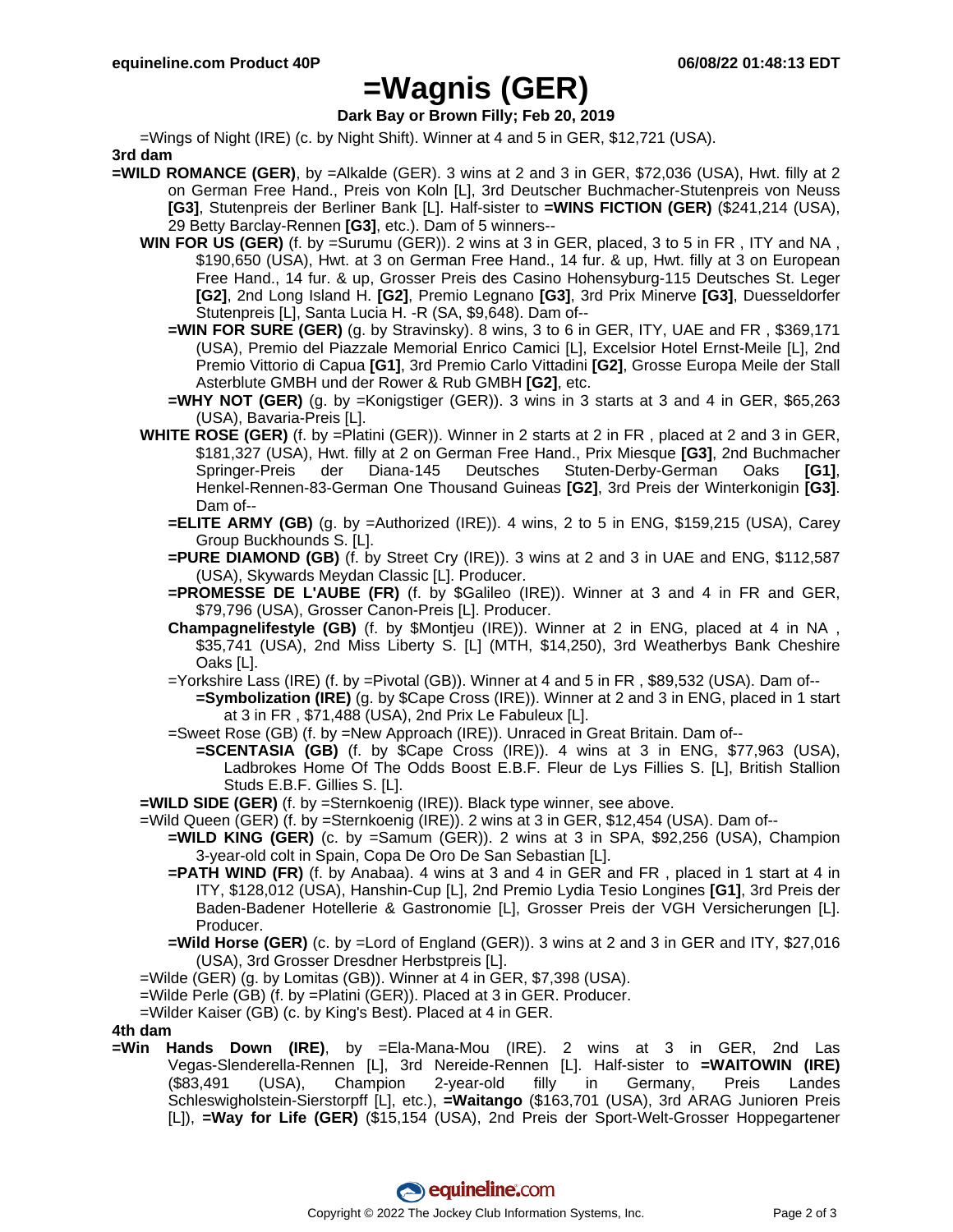# =Wagnis (GER)

**Dark Bay or Brown Filly; Feb 20, 2019**

=Wings of Night (IRE) (c. by Night Shift). Winner at 4 and 5 in GER, $12,721 (USA).

**3rd dam**

**=WILD ROMANCE (GER)**, by =Alkalde (GER). 3 wins at 2 and 3 in GER, $72,036 (USA), Hwt. filly at 2 on German Free Hand., Preis von Koln [L], 3rd Deutscher Buchmacher-Stutenpreis von Neuss **[G3]**, Stutenpreis der Berliner Bank [L]. Half-sister to **=WINS FICTION (GER)** ($241,214 (USA), 29 Betty Barclay-Rennen **[G3]**, etc.). Dam of 5 winners--

- **WIN FOR US (GER)** (f. by =Surumu (GER)). 2 wins at 3 in GER, placed, 3 to 5 in FR , ITY and NA , $190,650 (USA), Hwt. at 3 on German Free Hand., 14 fur. & up, Hwt. filly at 3 on European Free Hand., 14 fur. & up, Grosser Preis des Casino Hohensyburg-115 Deutsches St. Leger **[G2]**, 2nd Long Island H. **[G2]**, Premio Legnano **[G3]**, 3rd Prix Minerve **[G3]**, Duesseldorfer Stutenpreis [L], Santa Lucia H. -R (SA, $9,648). Dam of--
  - **=WIN FOR SURE (GER)** (g. by Stravinsky). 8 wins, 3 to 6 in GER, ITY, UAE and FR , $369,171 (USA), Premio del Piazzale Memorial Enrico Camici [L], Excelsior Hotel Ernst-Meile [L], 2nd Premio Vittorio di Capua **[G1]**, 3rd Premio Carlo Vittadini **[G2]**, Grosse Europa Meile der Stall Asterblute GMBH und der Rower & Rub GMBH **[G2]**, etc.
  - **=WHY NOT (GER)** (g. by =Konigstiger (GER)). 3 wins in 3 starts at 3 and 4 in GER, $65,263 (USA), Bavaria-Preis [L].
- **WHITE ROSE (GER)** (f. by =Platini (GER)). Winner in 2 starts at 2 in FR , placed at 2 and 3 in GER, $181,327 (USA), Hwt. filly at 2 on German Free Hand., Prix Miesque **[G3]**, 2nd Buchmacher Springer-Preis der Diana-145 Deutsches Stuten-Derby-German Oaks **[G1]**, Henkel-Rennen-83-German One Thousand Guineas **[G2]**, 3rd Preis der Winterkonigin **[G3]**. Dam of--
  - **=ELITE ARMY (GB)** (g. by =Authorized (IRE)). 4 wins, 2 to 5 in ENG, $159,215 (USA), Carey Group Buckhounds S. [L].
  - **=PURE DIAMOND (GB)** (f. by Street Cry (IRE)). 3 wins at 2 and 3 in UAE and ENG, $112,587 (USA), Skywards Meydan Classic [L]. Producer.
  - **=PROMESSE DE L'AUBE (FR)** (f. by $Galileo (IRE)). Winner at 3 and 4 in FR and GER, $79,796 (USA), Grosser Canon-Preis [L]. Producer.
  - **Champagnelifestyle (GB)** (f. by $Montjeu (IRE)). Winner at 2 in ENG, placed at 4 in NA , $35,741 (USA), 2nd Miss Liberty S. [L] (MTH, $14,250), 3rd Weatherbys Bank Cheshire Oaks [L].
  - =Yorkshire Lass (IRE) (f. by =Pivotal (GB)). Winner at 4 and 5 in FR , $89,532 (USA). Dam of--
    - **=Symbolization (IRE)** (g. by $Cape Cross (IRE)). Winner at 2 and 3 in ENG, placed in 1 start at 3 in FR , $71,488 (USA), 2nd Prix Le Fabuleux [L].
  - =Sweet Rose (GB) (f. by =New Approach (IRE)). Unraced in Great Britain. Dam of--
    - **=SCENTASIA (GB)** (f. by $Cape Cross (IRE)). 4 wins at 3 in ENG, $77,963 (USA), Ladbrokes Home Of The Odds Boost E.B.F. Fleur de Lys Fillies S. [L], British Stallion Studs E.B.F. Gillies S. [L].
- **=WILD SIDE (GER)** (f. by =Sternkoenig (IRE)). Black type winner, see above.
- =Wild Queen (GER) (f. by =Sternkoenig (IRE)). 2 wins at 3 in GER, $12,454 (USA). Dam of--
  - **=WILD KING (GER)** (c. by =Samum (GER)). 2 wins at 3 in SPA, $92,256 (USA), Champion 3-year-old colt in Spain, Copa De Oro De San Sebastian [L].
  - **=PATH WIND (FR)** (f. by Anabaa). 4 wins at 3 and 4 in GER and FR , placed in 1 start at 4 in ITY, $128,012 (USA), Hanshin-Cup [L], 2nd Premio Lydia Tesio Longines **[G1]**, 3rd Preis der Baden-Badener Hotellerie & Gastronomie [L], Grosser Preis der VGH Versicherungen [L]. Producer.
  - **=Wild Horse (GER)** (c. by =Lord of England (GER)). 3 wins at 2 and 3 in GER and ITY, $27,016 (USA), 3rd Grosser Dresdner Herbstpreis [L].
- =Wilde (GER) (g. by Lomitas (GB)). Winner at 4 in GER, $7,398 (USA).
- =Wilde Perle (GB) (f. by =Platini (GER)). Placed at 3 in GER. Producer.
- =Wilder Kaiser (GB) (c. by King's Best). Placed at 4 in GER.

**4th dam**

**=Win Hands Down (IRE)**, by =Ela-Mana-Mou (IRE). 2 wins at 3 in GER, 2nd Las Vegas-Slenderella-Rennen [L], 3rd Nereide-Rennen [L]. Half-sister to **=WAITOWIN (IRE)** ($83,491 (USA), Champion 2-year-old filly in Germany, Preis Landes Schleswigholstein-Sierstorpff [L], etc.), **=Waitango** ($163,701 (USA), 3rd ARAG Junioren Preis [L]), **=Way for Life (GER)** ($15,154 (USA), 2nd Preis der Sport-Welt-Grosser Hoppegartener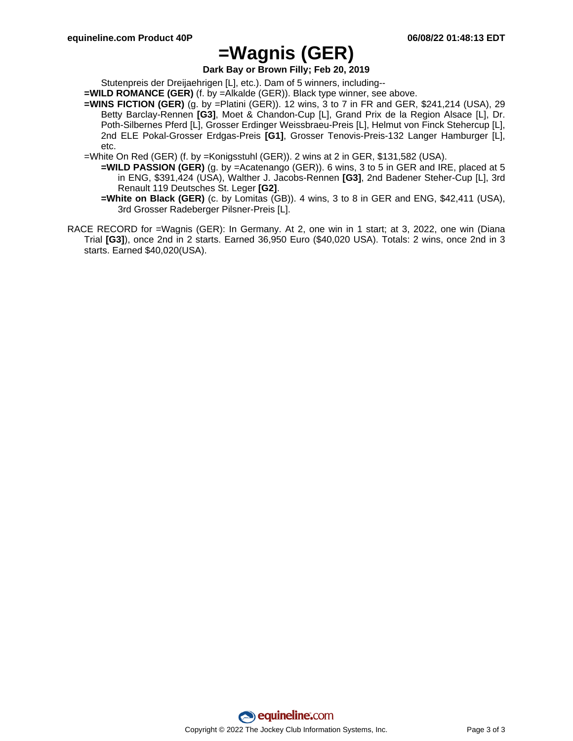# =Wagnis (GER)

**Dark Bay or Brown Filly; Feb 20, 2019**

Stutenpreis der Dreijaehrigen [L], etc.). Dam of 5 winners, including--

**=WILD ROMANCE (GER)** (f. by =Alkalde (GER)). Black type winner, see above.

**=WINS FICTION (GER)** (g. by =Platini (GER)). 12 wins, 3 to 7 in FR and GER, $241,214 (USA), 29 Betty Barclay-Rennen **[G3]**, Moet & Chandon-Cup [L], Grand Prix de la Region Alsace [L], Dr. Poth-Silbernes Pferd [L], Grosser Erdinger Weissbraeu-Preis [L], Helmut von Finck Stehercup [L], 2nd ELE Pokal-Grosser Erdgas-Preis **[G1]**, Grosser Tenovis-Preis-132 Langer Hamburger [L], etc.

=White On Red (GER) (f. by =Konigsstuhl (GER)). 2 wins at 2 in GER, $131,582 (USA).

**=WILD PASSION (GER)** (g. by =Acatenango (GER)). 6 wins, 3 to 5 in GER and IRE, placed at 5 in ENG, $391,424 (USA), Walther J. Jacobs-Rennen **[G3]**, 2nd Badener Steher-Cup [L], 3rd Renault 119 Deutsches St. Leger **[G2]**.

**=White on Black (GER)** (c. by Lomitas (GB)). 4 wins, 3 to 8 in GER and ENG, $42,411 (USA), 3rd Grosser Radeberger Pilsner-Preis [L].

RACE RECORD for =Wagnis (GER): In Germany. At 2, one win in 1 start; at 3, 2022, one win (Diana Trial **[G3]**), once 2nd in 2 starts. Earned 36,950 Euro ($40,020 USA). Totals: 2 wins, once 2nd in 3 starts. Earned $40,020(USA).